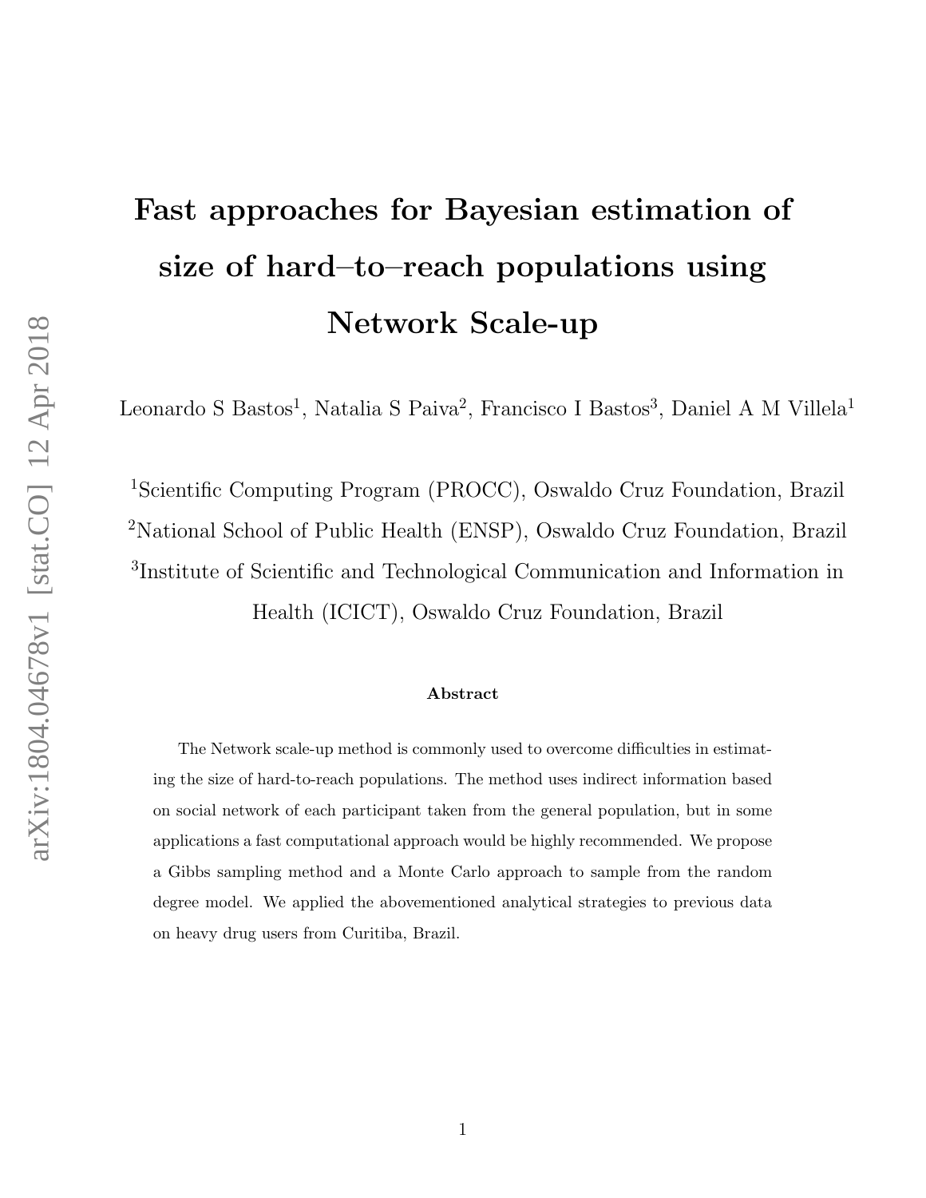# Fast approaches for Bayesian estimation of size of hard–to–reach populations using Network Scale-up

Leonardo S Bastos[1], Natalia S Paiva[2], Francisco I Bastos[3], Daniel A M Villela[1]

[1]Scientific Computing Program (PROCC), Oswaldo Cruz Foundation, Brazil

[2]National School of Public Health (ENSP), Oswaldo Cruz Foundation, Brazil

[3]Institute of Scientific and Technological Communication and Information in Health (ICICT), Oswaldo Cruz Foundation, Brazil

**Abstract**

The Network scale-up method is commonly used to overcome difficulties in estimating the size of hard-to-reach populations. The method uses indirect information based on social network of each participant taken from the general population, but in some applications a fast computational approach would be highly recommended. We propose a Gibbs sampling method and a Monte Carlo approach to sample from the random degree model. We applied the abovementioned analytical strategies to previous data on heavy drug users from Curitiba, Brazil.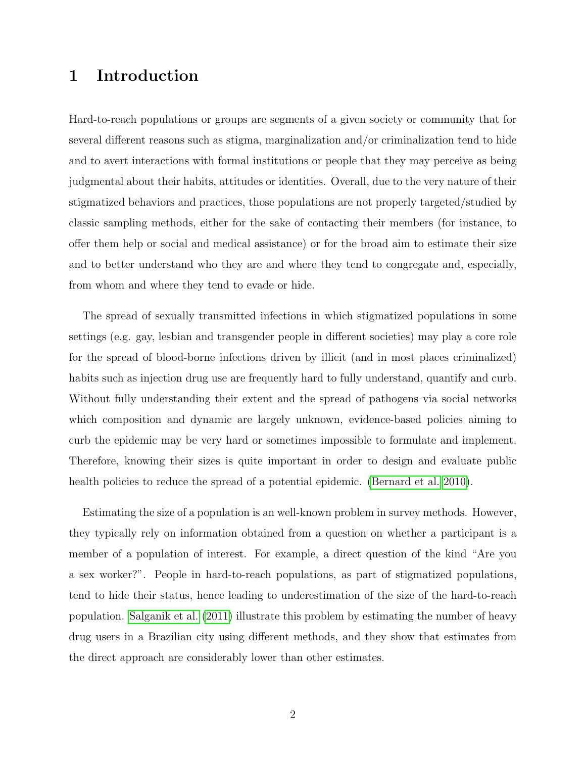# 1 Introduction

Hard-to-reach populations or groups are segments of a given society or community that for several different reasons such as stigma, marginalization and/or criminalization tend to hide and to avert interactions with formal institutions or people that they may perceive as being judgmental about their habits, attitudes or identities. Overall, due to the very nature of their stigmatized behaviors and practices, those populations are not properly targeted/studied by classic sampling methods, either for the sake of contacting their members (for instance, to offer them help or social and medical assistance) or for the broad aim to estimate their size and to better understand who they are and where they tend to congregate and, especially, from whom and where they tend to evade or hide.

The spread of sexually transmitted infections in which stigmatized populations in some settings (e.g. gay, lesbian and transgender people in different societies) may play a core role for the spread of blood-borne infections driven by illicit (and in most places criminalized) habits such as injection drug use are frequently hard to fully understand, quantify and curb. Without fully understanding their extent and the spread of pathogens via social networks which composition and dynamic are largely unknown, evidence-based policies aiming to curb the epidemic may be very hard or sometimes impossible to formulate and implement. Therefore, knowing their sizes is quite important in order to design and evaluate public health policies to reduce the spread of a potential epidemic. (Bernard et al. 2010).

Estimating the size of a population is an well-known problem in survey methods. However, they typically rely on information obtained from a question on whether a participant is a member of a population of interest. For example, a direct question of the kind “Are you a sex worker?”. People in hard-to-reach populations, as part of stigmatized populations, tend to hide their status, hence leading to underestimation of the size of the hard-to-reach population. Salganik et al. (2011) illustrate this problem by estimating the number of heavy drug users in a Brazilian city using different methods, and they show that estimates from the direct approach are considerably lower than other estimates.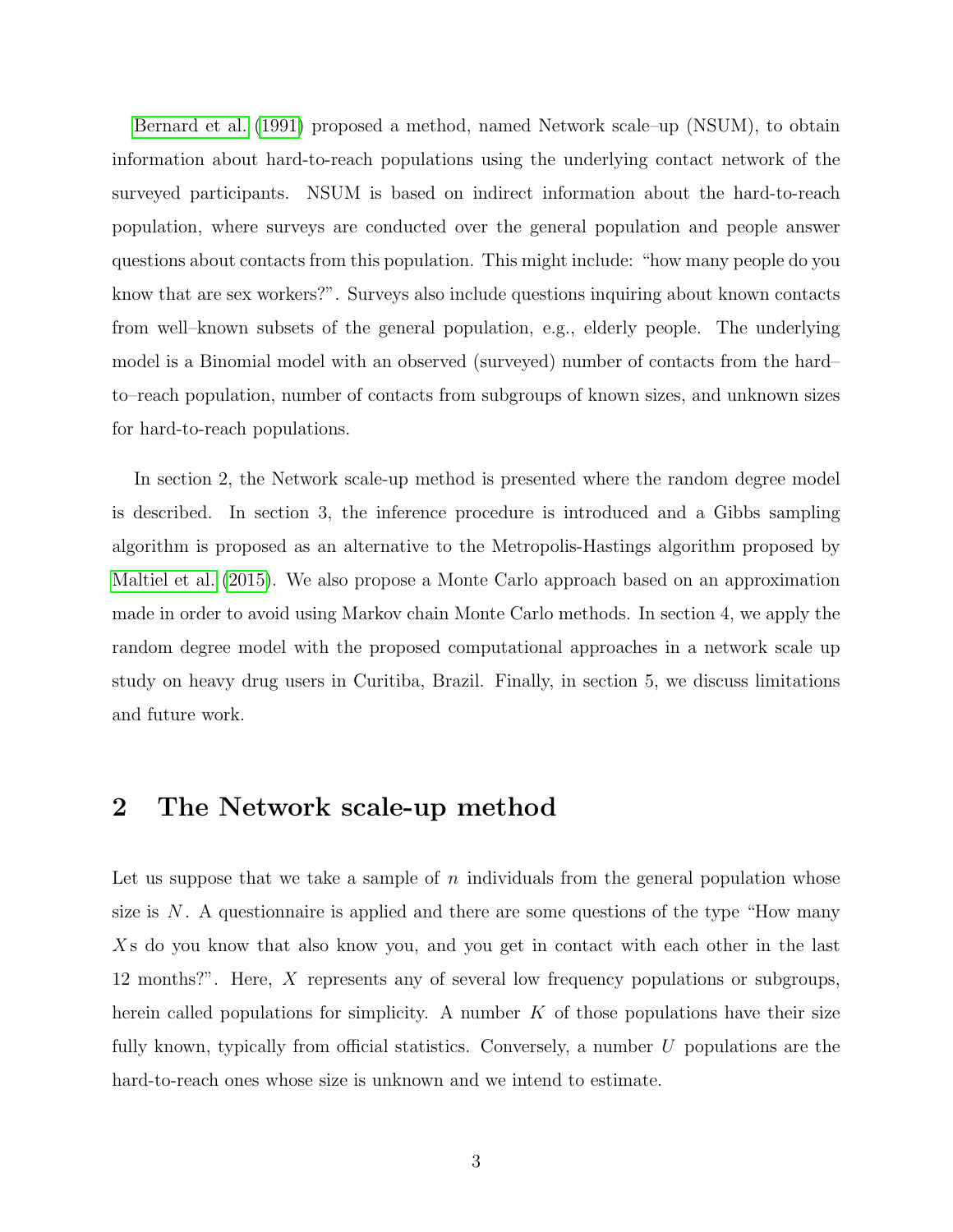Bernard et al. (1991) proposed a method, named Network scale–up (NSUM), to obtain information about hard-to-reach populations using the underlying contact network of the surveyed participants. NSUM is based on indirect information about the hard-to-reach population, where surveys are conducted over the general population and people answer questions about contacts from this population. This might include: "how many people do you know that are sex workers?". Surveys also include questions inquiring about known contacts from well–known subsets of the general population, e.g., elderly people. The underlying model is a Binomial model with an observed (surveyed) number of contacts from the hard–to–reach population, number of contacts from subgroups of known sizes, and unknown sizes for hard-to-reach populations.

In section 2, the Network scale-up method is presented where the random degree model is described. In section 3, the inference procedure is introduced and a Gibbs sampling algorithm is proposed as an alternative to the Metropolis-Hastings algorithm proposed by Maltiel et al. (2015). We also propose a Monte Carlo approach based on an approximation made in order to avoid using Markov chain Monte Carlo methods. In section 4, we apply the random degree model with the proposed computational approaches in a network scale up study on heavy drug users in Curitiba, Brazil. Finally, in section 5, we discuss limitations and future work.

## 2 The Network scale-up method

Let us suppose that we take a sample of $n$ individuals from the general population whose size is $N$. A questionnaire is applied and there are some questions of the type "How many $X$s do you know that also know you, and you get in contact with each other in the last 12 months?". Here, $X$ represents any of several low frequency populations or subgroups, herein called populations for simplicity. A number $K$ of those populations have their size fully known, typically from official statistics. Conversely, a number $U$ populations are the hard-to-reach ones whose size is unknown and we intend to estimate.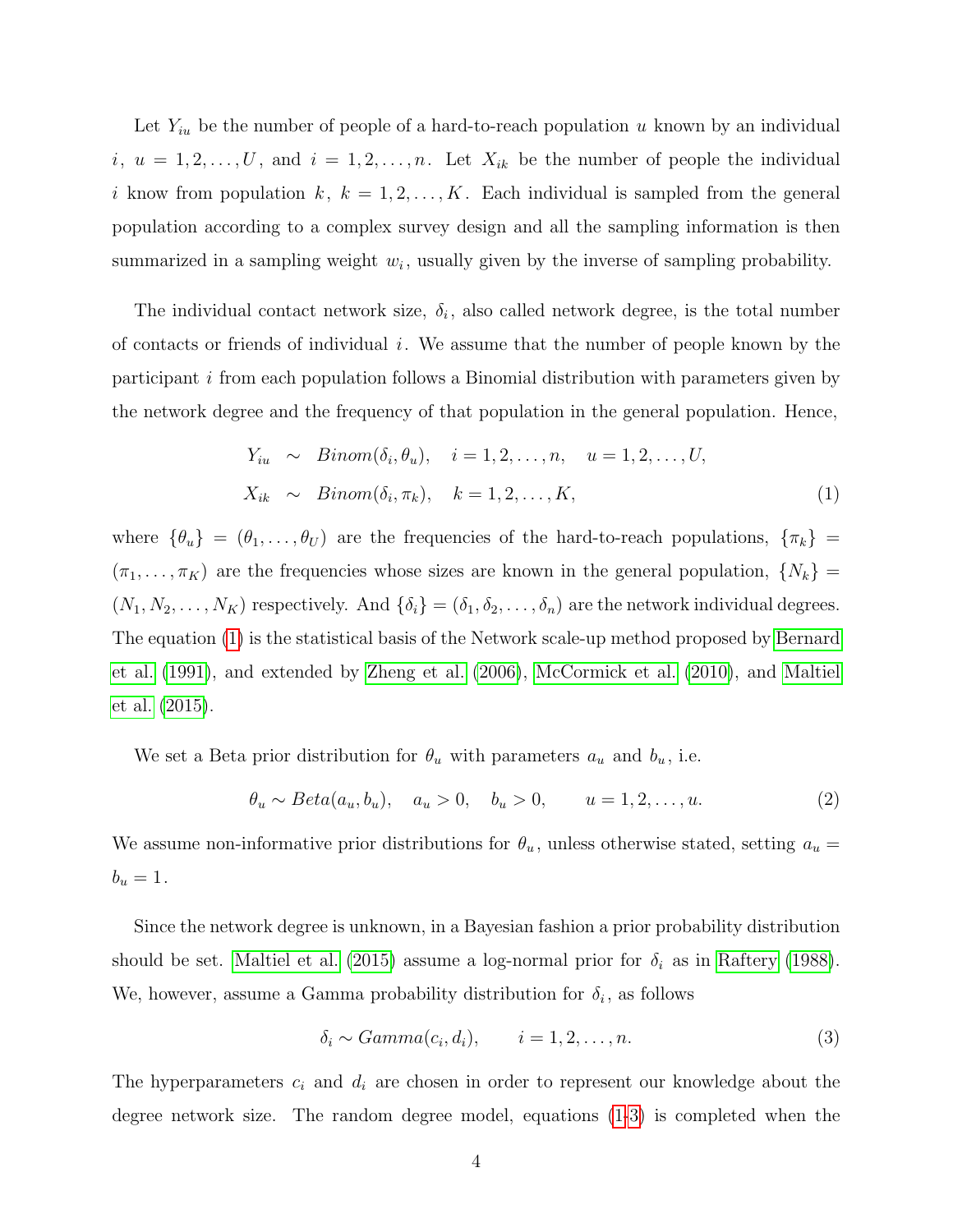Let $Y_{iu}$ be the number of people of a hard-to-reach population $u$ known by an individual $i$, $u = 1, 2, \ldots, U$, and $i = 1, 2, \ldots, n$. Let $X_{ik}$ be the number of people the individual $i$ know from population $k$, $k = 1, 2, \ldots, K$. Each individual is sampled from the general population according to a complex survey design and all the sampling information is then summarized in a sampling weight $w_i$, usually given by the inverse of sampling probability.

The individual contact network size, $\delta_i$, also called network degree, is the total number of contacts or friends of individual $i$. We assume that the number of people known by the participant $i$ from each population follows a Binomial distribution with parameters given by the network degree and the frequency of that population in the general population. Hence,

$$
\begin{aligned}
Y_{iu} &\sim Binom(\delta_i, \theta_u), \quad i = 1, 2, \ldots, n, \quad u = 1, 2, \ldots, U, \\
X_{ik} &\sim Binom(\delta_i, \pi_k), \quad k = 1, 2, \ldots, K, 
\end{aligned} \tag{1}
$$

where $\{\theta_u\} = (\theta_1, \ldots, \theta_U)$ are the frequencies of the hard-to-reach populations, $\{\pi_k\} = (\pi_1, \ldots, \pi_K)$ are the frequencies whose sizes are known in the general population, $\{N_k\} = (N_1, N_2, \ldots, N_K)$ respectively. And $\{\delta_i\} = (\delta_1, \delta_2, \ldots, \delta_n)$ are the network individual degrees. The equation (1) is the statistical basis of the Network scale-up method proposed by Bernard et al. (1991), and extended by Zheng et al. (2006), McCormick et al. (2010), and Maltiel et al. (2015).

We set a Beta prior distribution for $\theta_u$ with parameters $a_u$ and $b_u$, i.e.

$$
\theta_u \sim Beta(a_u, b_u), \quad a_u > 0, \quad b_u > 0, \qquad u = 1, 2, \ldots, u. \tag{2}
$$

We assume non-informative prior distributions for $\theta_u$, unless otherwise stated, setting $a_u = b_u = 1$.

Since the network degree is unknown, in a Bayesian fashion a prior probability distribution should be set. Maltiel et al. (2015) assume a log-normal prior for $\delta_i$ as in Raftery (1988). We, however, assume a Gamma probability distribution for $\delta_i$, as follows

$$
\delta_i \sim Gamma(c_i, d_i), \qquad i = 1, 2, \ldots, n. \tag{3}
$$

The hyperparameters $c_i$ and $d_i$ are chosen in order to represent our knowledge about the degree network size. The random degree model, equations (1-3) is completed when the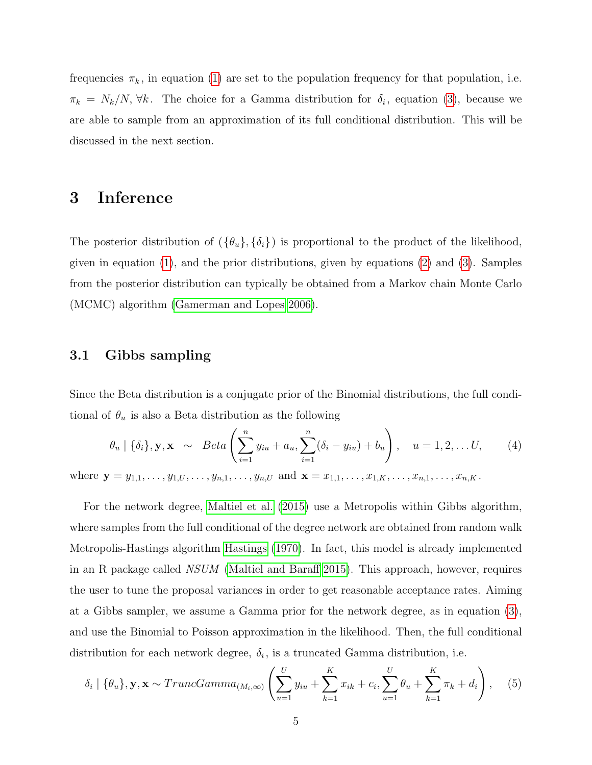frequencies $\pi_k$, in equation (1) are set to the population frequency for that population, i.e. $\pi_k = N_k/N, \forall k$. The choice for a Gamma distribution for $\delta_i$, equation (3), because we are able to sample from an approximation of its full conditional distribution. This will be discussed in the next section.

# 3 Inference

The posterior distribution of $(\{\theta_u\}, \{\delta_i\})$ is proportional to the product of the likelihood, given in equation (1), and the prior distributions, given by equations (2) and (3). Samples from the posterior distribution can typically be obtained from a Markov chain Monte Carlo (MCMC) algorithm (Gamerman and Lopes 2006).

## 3.1 Gibbs sampling

Since the Beta distribution is a conjugate prior of the Binomial distributions, the full conditional of $\theta_u$ is also a Beta distribution as the following

$$\theta_u \mid \{\delta_i\}, \mathbf{y}, \mathbf{x} \;\sim\; Beta\left(\sum_{i=1}^{n} y_{iu} + a_u, \sum_{i=1}^{n}(\delta_i - y_{iu}) + b_u\right), \quad u = 1, 2, \dots U, \tag{4}$$

where $\mathbf{y} = y_{1,1}, \dots, y_{1,U}, \dots, y_{n,1}, \dots, y_{n,U}$ and $\mathbf{x} = x_{1,1}, \dots, x_{1,K}, \dots, x_{n,1}, \dots, x_{n,K}$.

For the network degree, Maltiel et al. (2015) use a Metropolis within Gibbs algorithm, where samples from the full conditional of the degree network are obtained from random walk Metropolis-Hastings algorithm Hastings (1970). In fact, this model is already implemented in an R package called *NSUM* (Maltiel and Baraff 2015). This approach, however, requires the user to tune the proposal variances in order to get reasonable acceptance rates. Aiming at a Gibbs sampler, we assume a Gamma prior for the network degree, as in equation (3), and use the Binomial to Poisson approximation in the likelihood. Then, the full conditional distribution for each network degree, $\delta_i$, is a truncated Gamma distribution, i.e.

$$\delta_i \mid \{\theta_u\}, \mathbf{y}, \mathbf{x} \sim TruncGamma_{(M_i, \infty)}\left(\sum_{u=1}^{U} y_{iu} + \sum_{k=1}^{K} x_{ik} + c_i, \sum_{u=1}^{U} \theta_u + \sum_{k=1}^{K} \pi_k + d_i\right), \tag{5}$$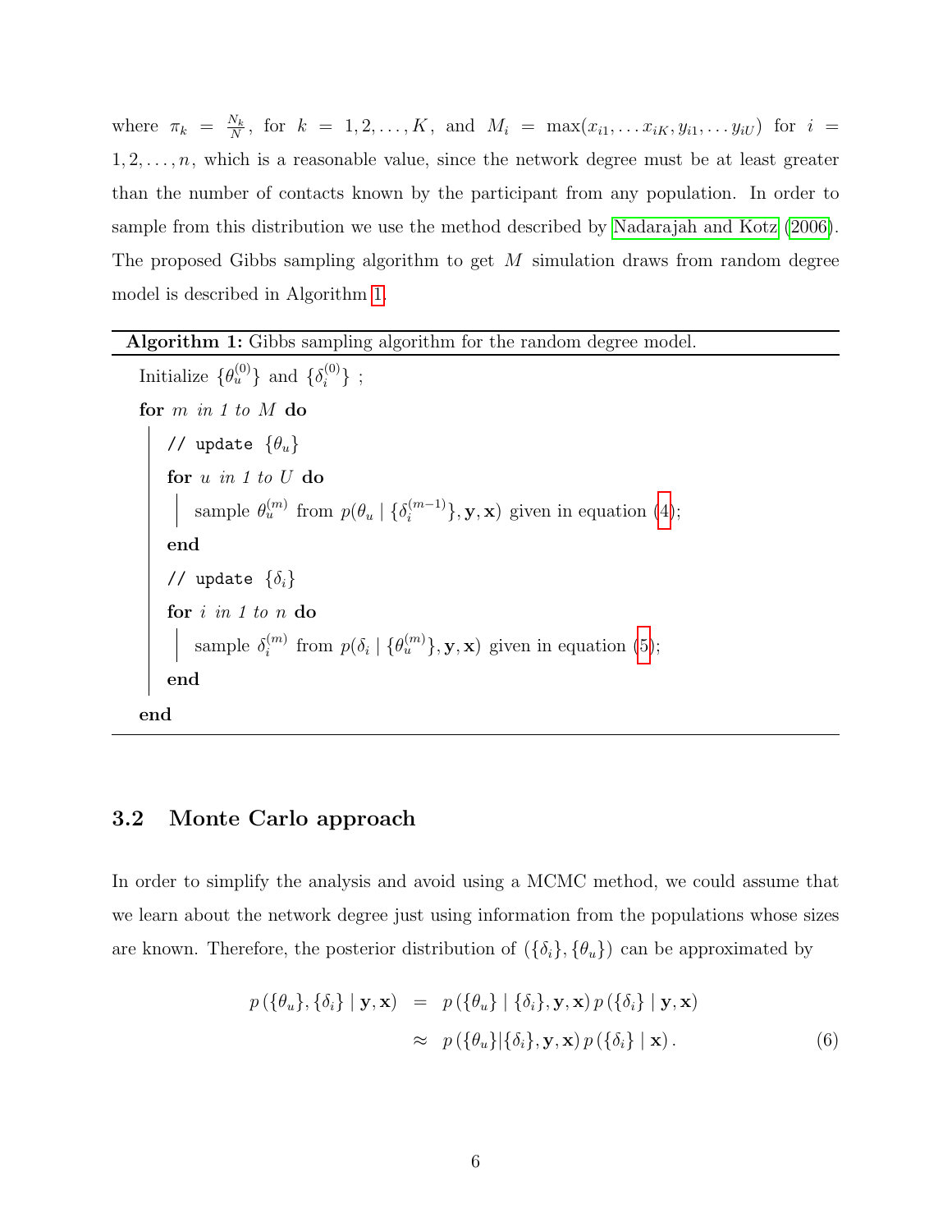where $\pi_k = \frac{N_k}{N}$, for $k = 1, 2, \ldots, K$, and $M_i = \max(x_{i1}, \ldots x_{iK}, y_{i1}, \ldots y_{iU})$ for $i = 1, 2, \ldots, n$, which is a reasonable value, since the network degree must be at least greater than the number of contacts known by the participant from any population. In order to sample from this distribution we use the method described by Nadarajah and Kotz (2006). The proposed Gibbs sampling algorithm to get $M$ simulation draws from random degree model is described in Algorithm 1.

**Algorithm 1:** Gibbs sampling algorithm for the random degree model.

```
Initialize {θ_u^(0)} and {δ_i^(0)} ;
for m in 1 to M do
    // update {θ_u}
    for u in 1 to U do
        sample θ_u^(m) from p(θ_u | {δ_i^(m-1)}, y, x) given in equation (4);
    end
    // update {δ_i}
    for i in 1 to n do
        sample δ_i^(m) from p(δ_i | {θ_u^(m)}, y, x) given in equation (5);
    end
end
```

## 3.2 Monte Carlo approach

In order to simplify the analysis and avoid using a MCMC method, we could assume that we learn about the network degree just using information from the populations whose sizes are known. Therefore, the posterior distribution of $(\{\delta_i\}, \{\theta_u\})$ can be approximated by

$$
\begin{aligned}
p\left(\{\theta_u\}, \{\delta_i\} \mid \mathbf{y}, \mathbf{x}\right) &= p\left(\{\theta_u\} \mid \{\delta_i\}, \mathbf{y}, \mathbf{x}\right) p\left(\{\delta_i\} \mid \mathbf{y}, \mathbf{x}\right) \\
&\approx p\left(\{\theta_u\} | \{\delta_i\}, \mathbf{y}, \mathbf{x}\right) p\left(\{\delta_i\} \mid \mathbf{x}\right).
\end{aligned} \tag{6}
$$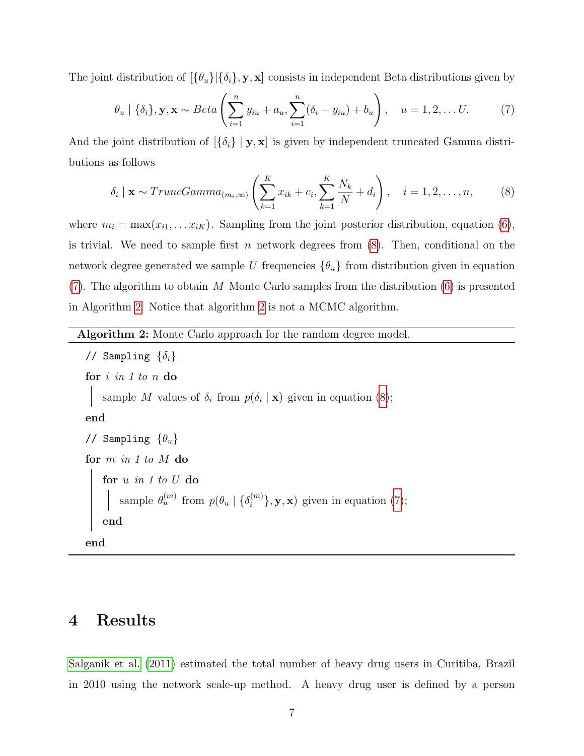The joint distribution of $[\{\theta_u\}|\{\delta_i\}, \mathbf{y}, \mathbf{x}]$ consists in independent Beta distributions given by

$$\theta_u \mid \{\delta_i\}, \mathbf{y}, \mathbf{x} \sim Beta\left(\sum_{i=1}^{n} y_{iu} + a_u, \sum_{i=1}^{n} (\delta_i - y_{iu}) + b_u\right), \quad u = 1, 2, \ldots U. \tag{7}$$

And the joint distribution of $[\{\delta_i\} \mid \mathbf{y}, \mathbf{x}]$ is given by independent truncated Gamma distributions as follows

$$\delta_i \mid \mathbf{x} \sim TruncGamma_{(m_i,\infty)}\left(\sum_{k=1}^{K} x_{ik} + c_i, \sum_{k=1}^{K} \frac{N_k}{N} + d_i\right), \quad i = 1, 2, \ldots, n, \tag{8}$$

where $m_i = \max(x_{i1}, \ldots x_{iK})$. Sampling from the joint posterior distribution, equation (6), is trivial. We need to sample first $n$ network degrees from (8). Then, conditional on the network degree generated we sample $U$ frequencies $\{\theta_u\}$ from distribution given in equation (7). The algorithm to obtain $M$ Monte Carlo samples from the distribution (6) is presented in Algorithm 2. Notice that algorithm 2 is not a MCMC algorithm.

**Algorithm 2:** Monte Carlo approach for the random degree model.

```
// Sampling {δ_i}
for i in 1 to n do
    sample M values of δ_i from p(δ_i | x) given in equation (8);
end
// Sampling {θ_u}
for m in 1 to M do
    for u in 1 to U do
        sample θ_u^(m) from p(θ_u | {δ_i^(m)}, y, x) given in equation (7);
    end
end
```

# 4 Results

Salganik et al. (2011) estimated the total number of heavy drug users in Curitiba, Brazil in 2010 using the network scale-up method. A heavy drug user is defined by a person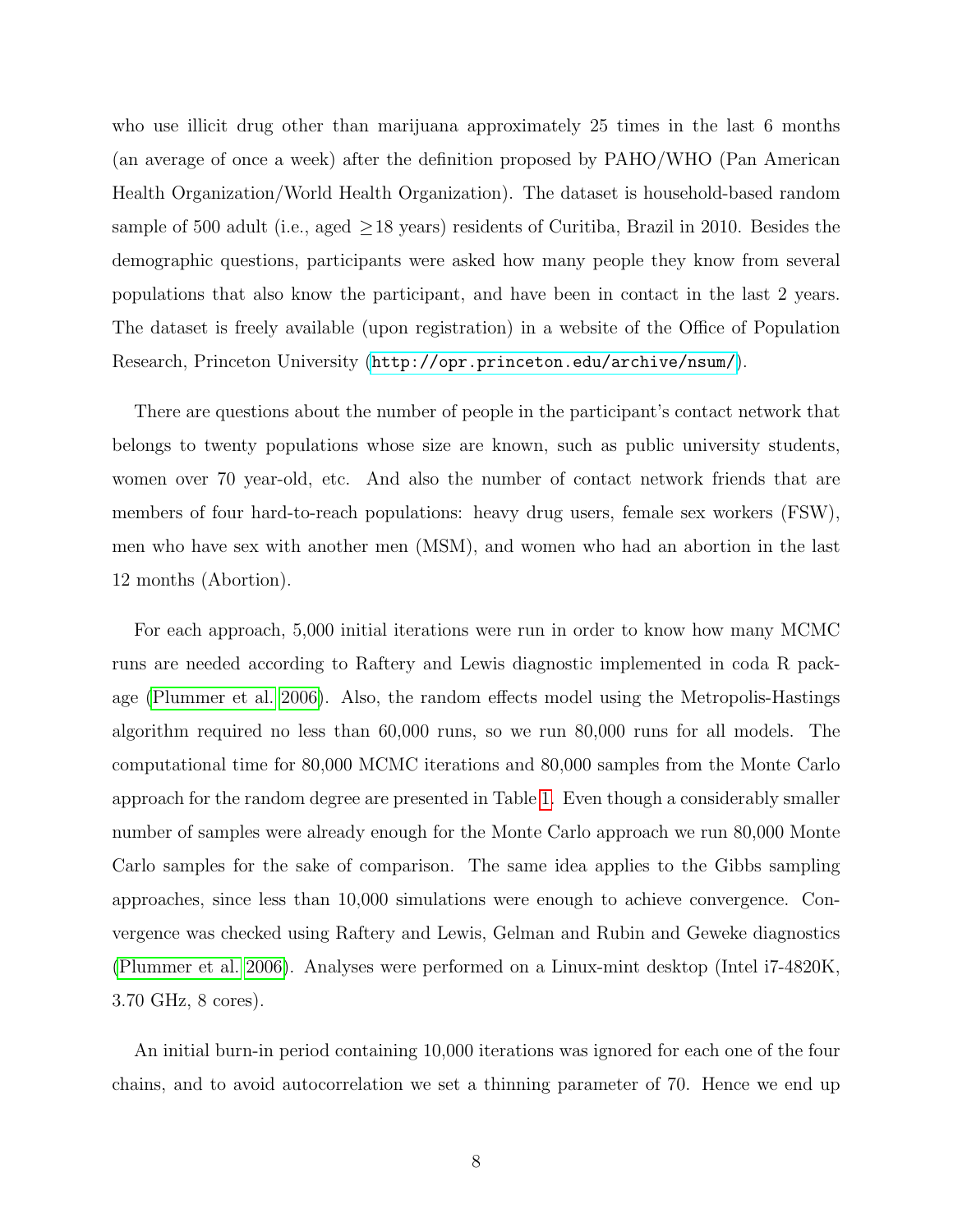who use illicit drug other than marijuana approximately 25 times in the last 6 months (an average of once a week) after the definition proposed by PAHO/WHO (Pan American Health Organization/World Health Organization). The dataset is household-based random sample of 500 adult (i.e., aged $\geq$18 years) residents of Curitiba, Brazil in 2010. Besides the demographic questions, participants were asked how many people they know from several populations that also know the participant, and have been in contact in the last 2 years. The dataset is freely available (upon registration) in a website of the Office of Population Research, Princeton University (http://opr.princeton.edu/archive/nsum/).

There are questions about the number of people in the participant's contact network that belongs to twenty populations whose size are known, such as public university students, women over 70 year-old, etc. And also the number of contact network friends that are members of four hard-to-reach populations: heavy drug users, female sex workers (FSW), men who have sex with another men (MSM), and women who had an abortion in the last 12 months (Abortion).

For each approach, 5,000 initial iterations were run in order to know how many MCMC runs are needed according to Raftery and Lewis diagnostic implemented in coda R package (Plummer et al. 2006). Also, the random effects model using the Metropolis-Hastings algorithm required no less than 60,000 runs, so we run 80,000 runs for all models. The computational time for 80,000 MCMC iterations and 80,000 samples from the Monte Carlo approach for the random degree are presented in Table 1. Even though a considerably smaller number of samples were already enough for the Monte Carlo approach we run 80,000 Monte Carlo samples for the sake of comparison. The same idea applies to the Gibbs sampling approaches, since less than 10,000 simulations were enough to achieve convergence. Convergence was checked using Raftery and Lewis, Gelman and Rubin and Geweke diagnostics (Plummer et al. 2006). Analyses were performed on a Linux-mint desktop (Intel i7-4820K, 3.70 GHz, 8 cores).

An initial burn-in period containing 10,000 iterations was ignored for each one of the four chains, and to avoid autocorrelation we set a thinning parameter of 70. Hence we end up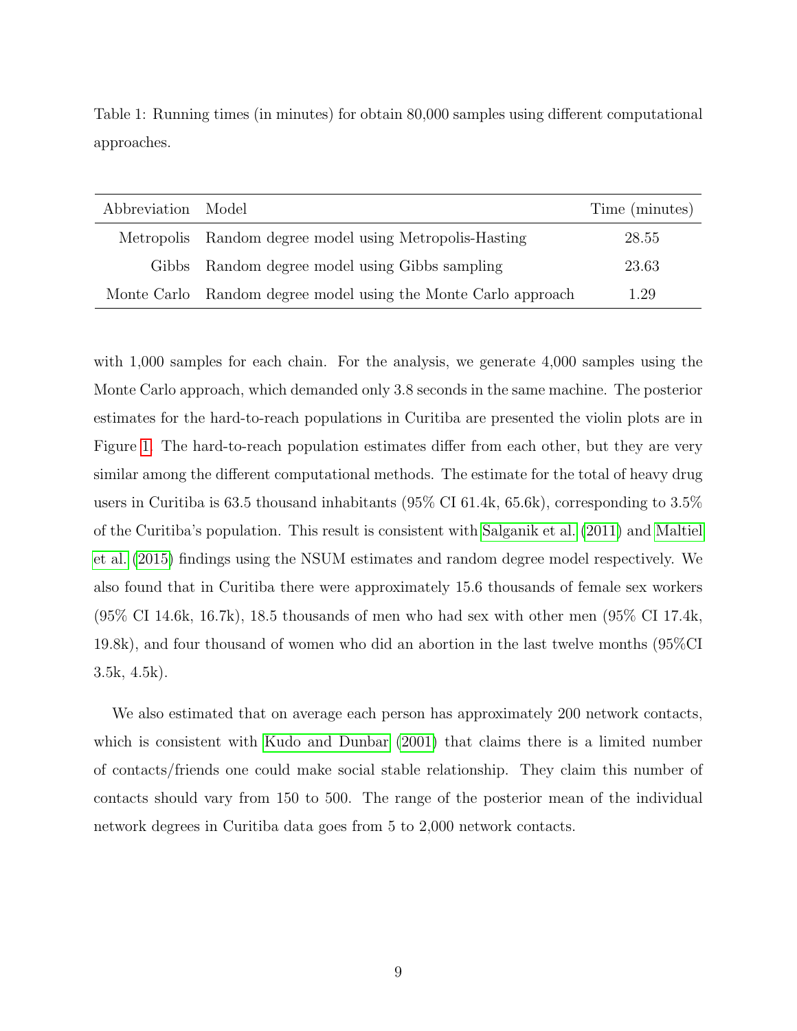Table 1: Running times (in minutes) for obtain 80,000 samples using different computational approaches.

| Abbreviation | Model | Time (minutes) |
| --- | --- | --- |
| Metropolis | Random degree model using Metropolis-Hasting | 28.55 |
| Gibbs | Random degree model using Gibbs sampling | 23.63 |
| Monte Carlo | Random degree model using the Monte Carlo approach | 1.29 |

with 1,000 samples for each chain. For the analysis, we generate 4,000 samples using the Monte Carlo approach, which demanded only 3.8 seconds in the same machine. The posterior estimates for the hard-to-reach populations in Curitiba are presented the violin plots are in Figure 1. The hard-to-reach population estimates differ from each other, but they are very similar among the different computational methods. The estimate for the total of heavy drug users in Curitiba is 63.5 thousand inhabitants (95% CI 61.4k, 65.6k), corresponding to 3.5% of the Curitiba's population. This result is consistent with Salganik et al. (2011) and Maltiel et al. (2015) findings using the NSUM estimates and random degree model respectively. We also found that in Curitiba there were approximately 15.6 thousands of female sex workers (95% CI 14.6k, 16.7k), 18.5 thousands of men who had sex with other men (95% CI 17.4k, 19.8k), and four thousand of women who did an abortion in the last twelve months (95%CI 3.5k, 4.5k).

We also estimated that on average each person has approximately 200 network contacts, which is consistent with Kudo and Dunbar (2001) that claims there is a limited number of contacts/friends one could make social stable relationship. They claim this number of contacts should vary from 150 to 500. The range of the posterior mean of the individual network degrees in Curitiba data goes from 5 to 2,000 network contacts.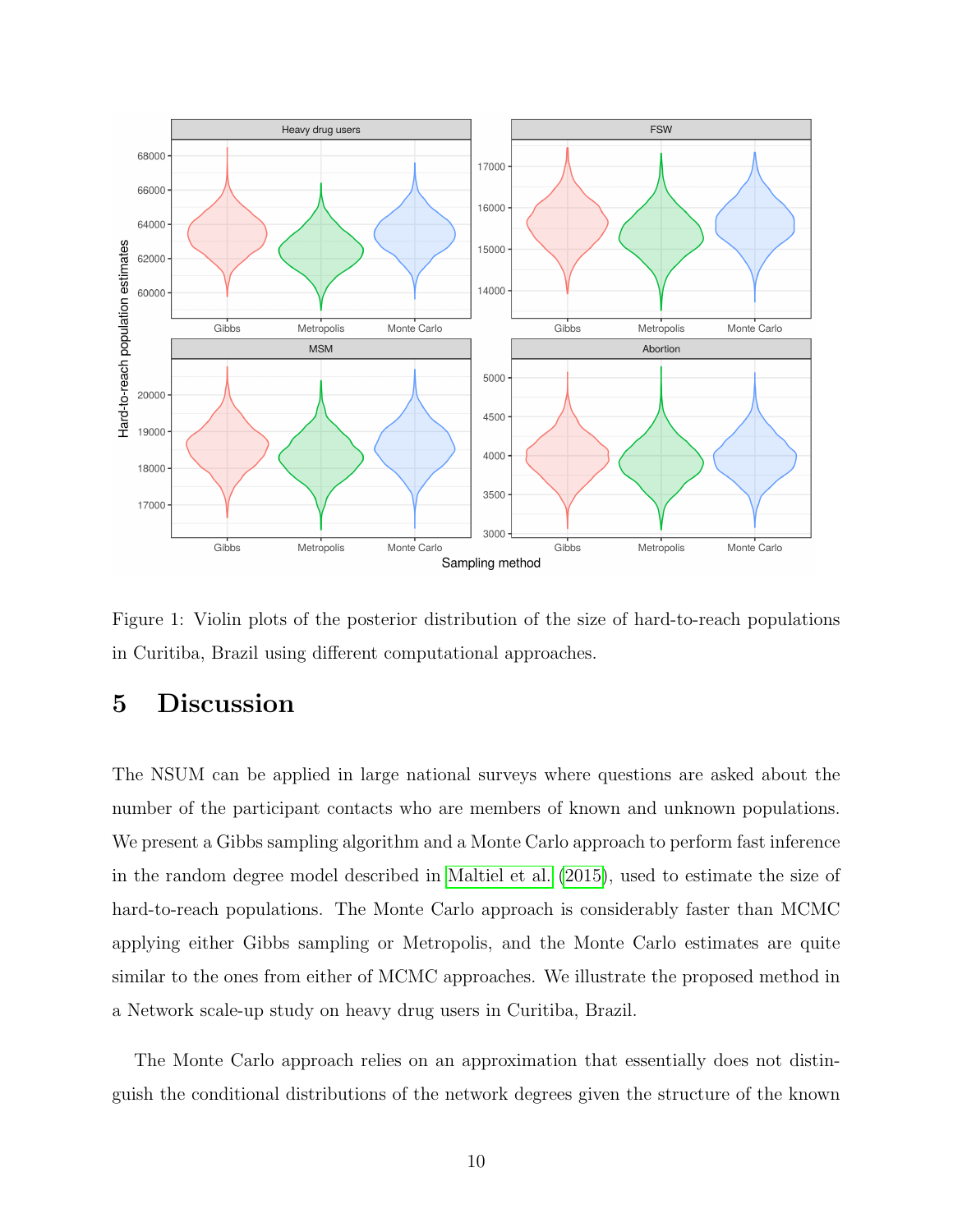Figure 1: Violin plots of the posterior distribution of the size of hard-to-reach populations in Curitiba, Brazil using different computational approaches.

## 5 Discussion

The NSUM can be applied in large national surveys where questions are asked about the number of the participant contacts who are members of known and unknown populations. We present a Gibbs sampling algorithm and a Monte Carlo approach to perform fast inference in the random degree model described in Maltiel et al. (2015), used to estimate the size of hard-to-reach populations. The Monte Carlo approach is considerably faster than MCMC applying either Gibbs sampling or Metropolis, and the Monte Carlo estimates are quite similar to the ones from either of MCMC approaches. We illustrate the proposed method in a Network scale-up study on heavy drug users in Curitiba, Brazil.

The Monte Carlo approach relies on an approximation that essentially does not distinguish the conditional distributions of the network degrees given the structure of the known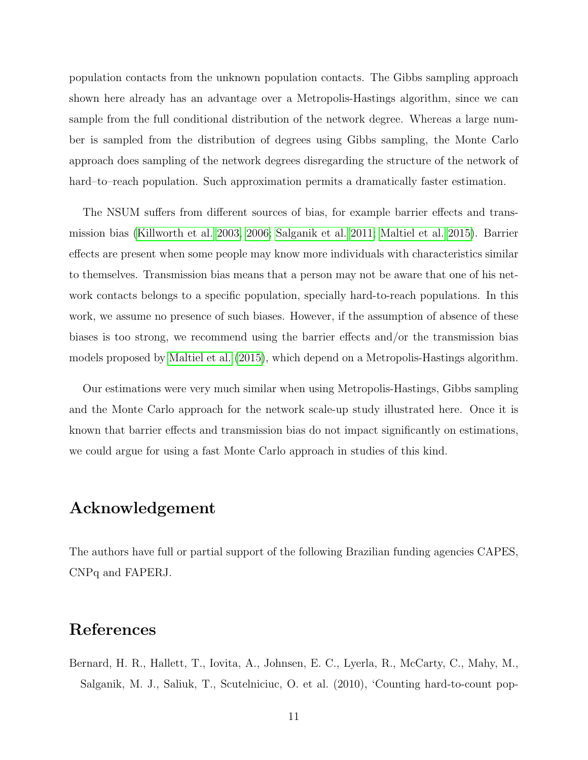population contacts from the unknown population contacts. The Gibbs sampling approach shown here already has an advantage over a Metropolis-Hastings algorithm, since we can sample from the full conditional distribution of the network degree. Whereas a large number is sampled from the distribution of degrees using Gibbs sampling, the Monte Carlo approach does sampling of the network degrees disregarding the structure of the network of hard–to–reach population. Such approximation permits a dramatically faster estimation.

The NSUM suffers from different sources of bias, for example barrier effects and transmission bias (Killworth et al. 2003, 2006; Salganik et al. 2011; Maltiel et al. 2015). Barrier effects are present when some people may know more individuals with characteristics similar to themselves. Transmission bias means that a person may not be aware that one of his network contacts belongs to a specific population, specially hard-to-reach populations. In this work, we assume no presence of such biases. However, if the assumption of absence of these biases is too strong, we recommend using the barrier effects and/or the transmission bias models proposed by Maltiel et al. (2015), which depend on a Metropolis-Hastings algorithm.

Our estimations were very much similar when using Metropolis-Hastings, Gibbs sampling and the Monte Carlo approach for the network scale-up study illustrated here. Once it is known that barrier effects and transmission bias do not impact significantly on estimations, we could argue for using a fast Monte Carlo approach in studies of this kind.

## Acknowledgement

The authors have full or partial support of the following Brazilian funding agencies CAPES, CNPq and FAPERJ.

## References

Bernard, H. R., Hallett, T., Iovita, A., Johnsen, E. C., Lyerla, R., McCarty, C., Mahy, M., Salganik, M. J., Saliuk, T., Scutelniciuc, O. et al. (2010), 'Counting hard-to-count pop-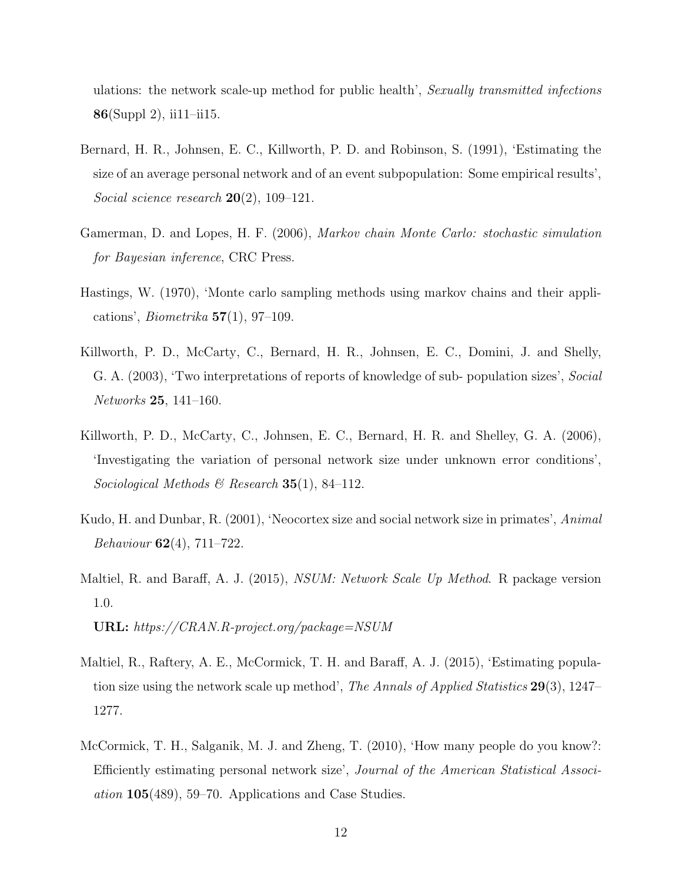ulations: the network scale-up method for public health', *Sexually transmitted infections* **86**(Suppl 2), ii11–ii15.

Bernard, H. R., Johnsen, E. C., Killworth, P. D. and Robinson, S. (1991), 'Estimating the size of an average personal network and of an event subpopulation: Some empirical results', *Social science research* **20**(2), 109–121.

Gamerman, D. and Lopes, H. F. (2006), *Markov chain Monte Carlo: stochastic simulation for Bayesian inference*, CRC Press.

Hastings, W. (1970), 'Monte carlo sampling methods using markov chains and their applications', *Biometrika* **57**(1), 97–109.

Killworth, P. D., McCarty, C., Bernard, H. R., Johnsen, E. C., Domini, J. and Shelly, G. A. (2003), 'Two interpretations of reports of knowledge of sub- population sizes', *Social Networks* **25**, 141–160.

Killworth, P. D., McCarty, C., Johnsen, E. C., Bernard, H. R. and Shelley, G. A. (2006), 'Investigating the variation of personal network size under unknown error conditions', *Sociological Methods & Research* **35**(1), 84–112.

Kudo, H. and Dunbar, R. (2001), 'Neocortex size and social network size in primates', *Animal Behaviour* **62**(4), 711–722.

Maltiel, R. and Baraff, A. J. (2015), *NSUM: Network Scale Up Method*. R package version 1.0.
**URL:** *https://CRAN.R-project.org/package=NSUM*

Maltiel, R., Raftery, A. E., McCormick, T. H. and Baraff, A. J. (2015), 'Estimating population size using the network scale up method', *The Annals of Applied Statistics* **29**(3), 1247–1277.

McCormick, T. H., Salganik, M. J. and Zheng, T. (2010), 'How many people do you know?: Efficiently estimating personal network size', *Journal of the American Statistical Association* **105**(489), 59–70. Applications and Case Studies.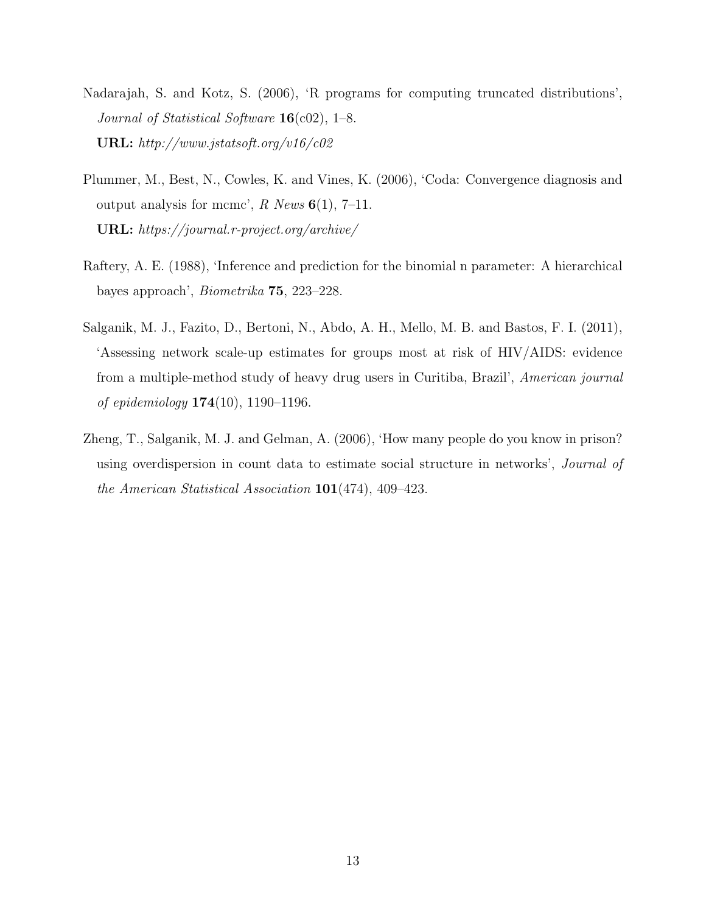Nadarajah, S. and Kotz, S. (2006), 'R programs for computing truncated distributions', *Journal of Statistical Software* **16**(c02), 1–8.
**URL:** *http://www.jstatsoft.org/v16/c02*

Plummer, M., Best, N., Cowles, K. and Vines, K. (2006), 'Coda: Convergence diagnosis and output analysis for mcmc', *R News* **6**(1), 7–11.
**URL:** *https://journal.r-project.org/archive/*

Raftery, A. E. (1988), 'Inference and prediction for the binomial n parameter: A hierarchical bayes approach', *Biometrika* **75**, 223–228.

Salganik, M. J., Fazito, D., Bertoni, N., Abdo, A. H., Mello, M. B. and Bastos, F. I. (2011), 'Assessing network scale-up estimates for groups most at risk of HIV/AIDS: evidence from a multiple-method study of heavy drug users in Curitiba, Brazil', *American journal of epidemiology* **174**(10), 1190–1196.

Zheng, T., Salganik, M. J. and Gelman, A. (2006), 'How many people do you know in prison? using overdispersion in count data to estimate social structure in networks', *Journal of the American Statistical Association* **101**(474), 409–423.